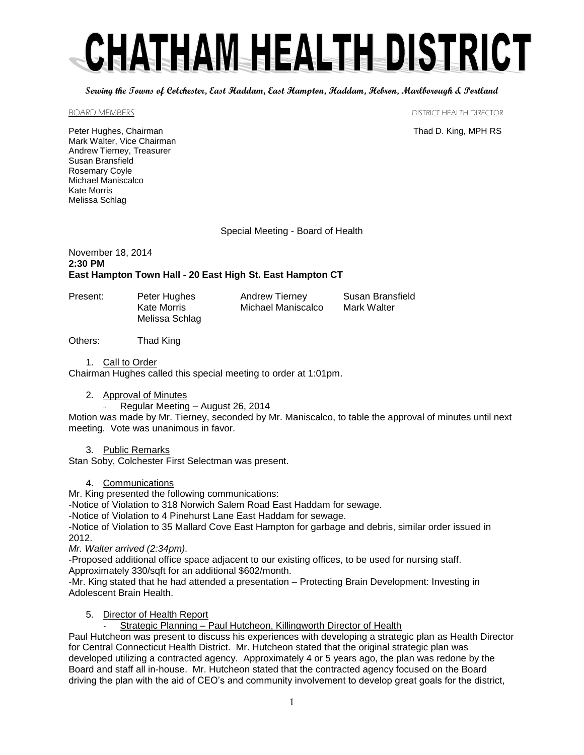# CHATHAM HEALTH DISTRICT

**Serving the Towns of Colchester, East Haddam, East Hampton, Haddam, Hebron, Marlborough & Portland**

BOARD MEMBERS

Peter Hughes, Chairman
Mark Walter, Vice Chairman
Andrew Tierney, Treasurer
Susan Bransfield
Rosemary Coyle
Michael Maniscalco
Kate Morris
Melissa Schlag

DISTRICT HEALTH DIRECTOR

Thad D. King, MPH RS

Special Meeting - Board of Health

November 18, 2014
**2:30 PM**
**East Hampton Town Hall - 20 East High St. East Hampton CT**

| Present: | Peter Hughes | Andrew Tierney | Susan Bransfield |
|---|---|---|---|
| | Kate Morris | Michael Maniscalco | Mark Walter |
| | Melissa Schlag | | |

Others: Thad King

1. Call to Order

Chairman Hughes called this special meeting to order at 1:01pm.

2. Approval of Minutes
   - Regular Meeting – August 26, 2014

Motion was made by Mr. Tierney, seconded by Mr. Maniscalco, to table the approval of minutes until next meeting. Vote was unanimous in favor.

3. Public Remarks

Stan Soby, Colchester First Selectman was present.

4. Communications

Mr. King presented the following communications:

-Notice of Violation to 318 Norwich Salem Road East Haddam for sewage.

-Notice of Violation to 4 Pinehurst Lane East Haddam for sewage.

-Notice of Violation to 35 Mallard Cove East Hampton for garbage and debris, similar order issued in 2012.

*Mr. Walter arrived (2:34pm).*

-Proposed additional office space adjacent to our existing offices, to be used for nursing staff. Approximately 330/sqft for an additional $602/month.

-Mr. King stated that he had attended a presentation – Protecting Brain Development: Investing in Adolescent Brain Health.

5. Director of Health Report
   - Strategic Planning – Paul Hutcheon, Killingworth Director of Health

Paul Hutcheon was present to discuss his experiences with developing a strategic plan as Health Director for Central Connecticut Health District. Mr. Hutcheon stated that the original strategic plan was developed utilizing a contracted agency. Approximately 4 or 5 years ago, the plan was redone by the Board and staff all in-house. Mr. Hutcheon stated that the contracted agency focused on the Board driving the plan with the aid of CEO's and community involvement to develop great goals for the district,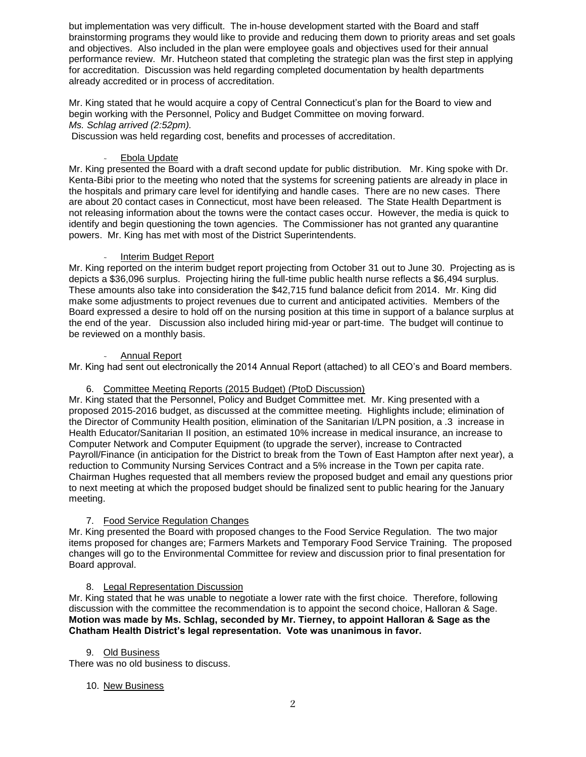but implementation was very difficult. The in-house development started with the Board and staff brainstorming programs they would like to provide and reducing them down to priority areas and set goals and objectives. Also included in the plan were employee goals and objectives used for their annual performance review. Mr. Hutcheon stated that completing the strategic plan was the first step in applying for accreditation. Discussion was held regarding completed documentation by health departments already accredited or in process of accreditation.

Mr. King stated that he would acquire a copy of Central Connecticut's plan for the Board to view and begin working with the Personnel, Policy and Budget Committee on moving forward.
*Ms. Schlag arrived (2:52pm).*
Discussion was held regarding cost, benefits and processes of accreditation.

- Ebola Update

Mr. King presented the Board with a draft second update for public distribution. Mr. King spoke with Dr. Kenta-Bibi prior to the meeting who noted that the systems for screening patients are already in place in the hospitals and primary care level for identifying and handle cases. There are no new cases. There are about 20 contact cases in Connecticut, most have been released. The State Health Department is not releasing information about the towns were the contact cases occur. However, the media is quick to identify and begin questioning the town agencies. The Commissioner has not granted any quarantine powers. Mr. King has met with most of the District Superintendents.

- Interim Budget Report

Mr. King reported on the interim budget report projecting from October 31 out to June 30. Projecting as is depicts a $36,096 surplus. Projecting hiring the full-time public health nurse reflects a $6,494 surplus. These amounts also take into consideration the $42,715 fund balance deficit from 2014. Mr. King did make some adjustments to project revenues due to current and anticipated activities. Members of the Board expressed a desire to hold off on the nursing position at this time in support of a balance surplus at the end of the year. Discussion also included hiring mid-year or part-time. The budget will continue to be reviewed on a monthly basis.

- Annual Report

Mr. King had sent out electronically the 2014 Annual Report (attached) to all CEO's and Board members.

6. Committee Meeting Reports (2015 Budget) (PtoD Discussion)

Mr. King stated that the Personnel, Policy and Budget Committee met. Mr. King presented with a proposed 2015-2016 budget, as discussed at the committee meeting. Highlights include; elimination of the Director of Community Health position, elimination of the Sanitarian I/LPN position, a .3 increase in Health Educator/Sanitarian II position, an estimated 10% increase in medical insurance, an increase to Computer Network and Computer Equipment (to upgrade the server), increase to Contracted Payroll/Finance (in anticipation for the District to break from the Town of East Hampton after next year), a reduction to Community Nursing Services Contract and a 5% increase in the Town per capita rate. Chairman Hughes requested that all members review the proposed budget and email any questions prior to next meeting at which the proposed budget should be finalized sent to public hearing for the January meeting.

7. Food Service Regulation Changes

Mr. King presented the Board with proposed changes to the Food Service Regulation. The two major items proposed for changes are; Farmers Markets and Temporary Food Service Training. The proposed changes will go to the Environmental Committee for review and discussion prior to final presentation for Board approval.

8. Legal Representation Discussion

Mr. King stated that he was unable to negotiate a lower rate with the first choice. Therefore, following discussion with the committee the recommendation is to appoint the second choice, Halloran & Sage. **Motion was made by Ms. Schlag, seconded by Mr. Tierney, to appoint Halloran & Sage as the Chatham Health District's legal representation. Vote was unanimous in favor.**

9. Old Business

There was no old business to discuss.

10. New Business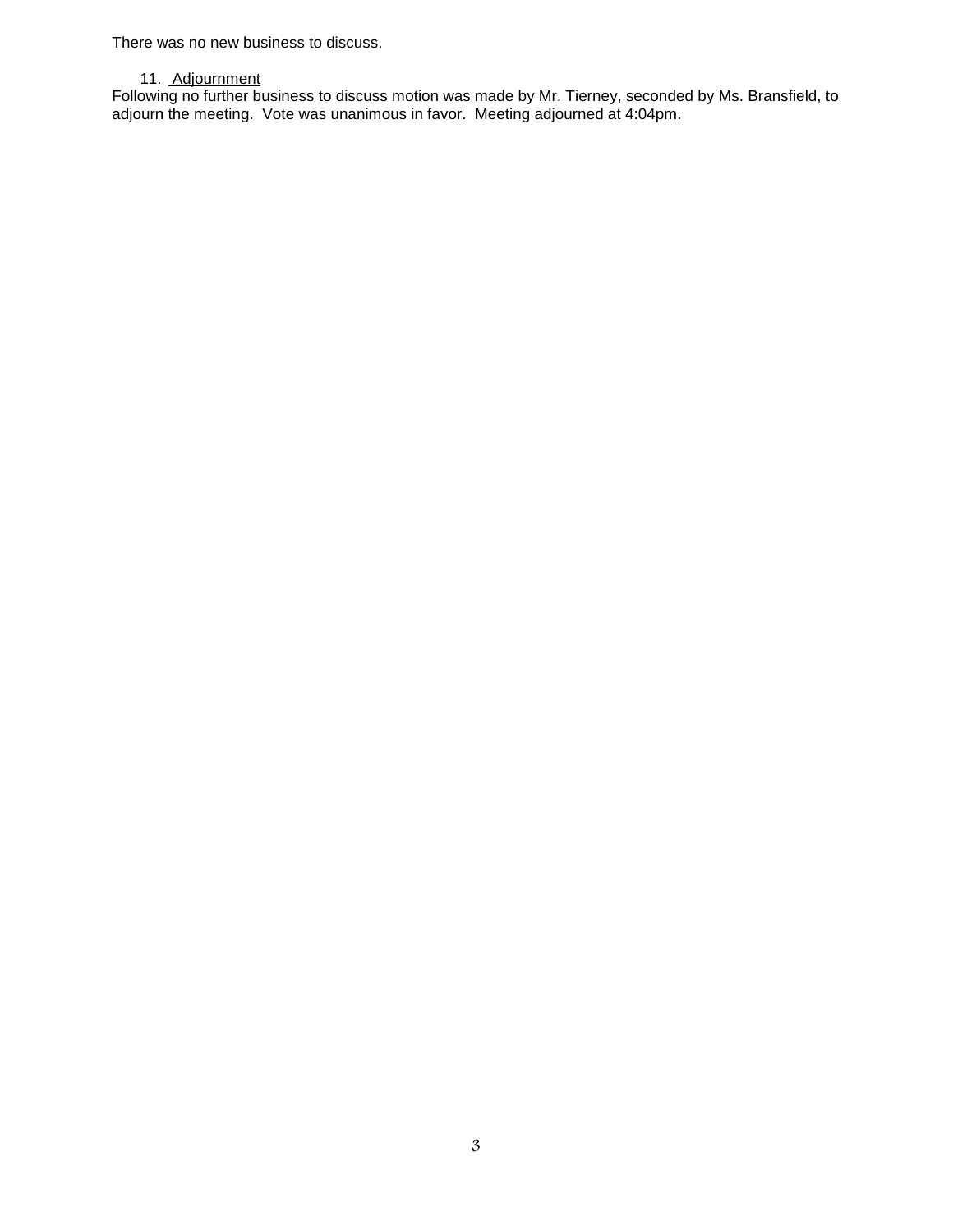There was no new business to discuss.

11. Adjournment

Following no further business to discuss motion was made by Mr. Tierney, seconded by Ms. Bransfield, to adjourn the meeting. Vote was unanimous in favor. Meeting adjourned at 4:04pm.